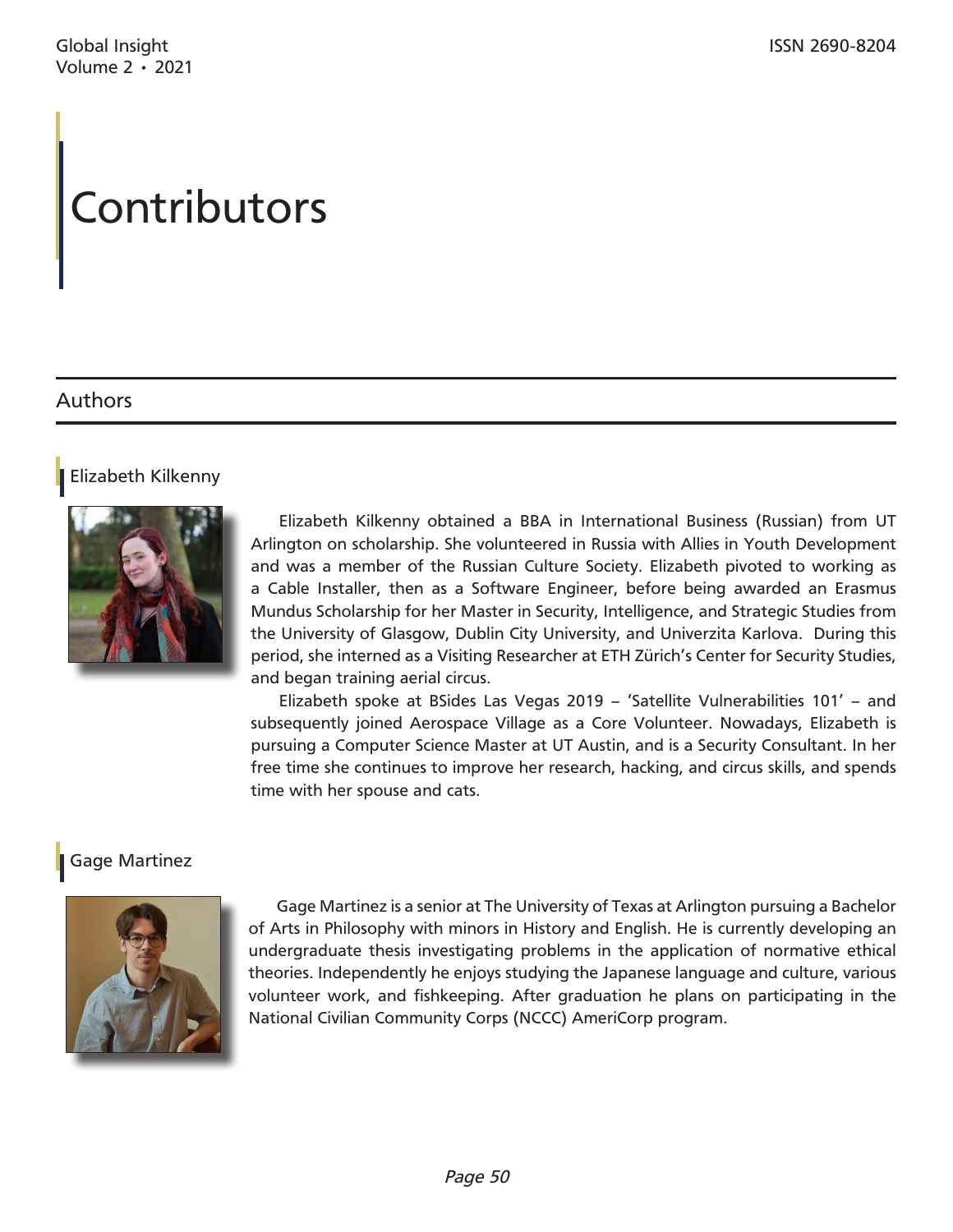# Contributors

## Authors

### Elizabeth Kilkenny

Elizabeth Kilkenny obtained a BBA in International Business (Russian) from UT Arlington on scholarship. She volunteered in Russia with Allies in Youth Development and was a member of the Russian Culture Society. Elizabeth pivoted to working as a Cable Installer, then as a Software Engineer, before being awarded an Erasmus Mundus Scholarship for her Master in Security, Intelligence, and Strategic Studies from the University of Glasgow, Dublin City University, and Univerzita Karlova. During this period, she interned as a Visiting Researcher at ETH Zürich's Center for Security Studies, and began training aerial circus.

Elizabeth spoke at BSides Las Vegas 2019 – 'Satellite Vulnerabilities 101' – and subsequently joined Aerospace Village as a Core Volunteer. Nowadays, Elizabeth is pursuing a Computer Science Master at UT Austin, and is a Security Consultant. In her free time she continues to improve her research, hacking, and circus skills, and spends time with her spouse and cats.

### Gage Martinez

Gage Martinez is a senior at The University of Texas at Arlington pursuing a Bachelor of Arts in Philosophy with minors in History and English. He is currently developing an undergraduate thesis investigating problems in the application of normative ethical theories. Independently he enjoys studying the Japanese language and culture, various volunteer work, and fishkeeping. After graduation he plans on participating in the National Civilian Community Corps (NCCC) AmeriCorp program.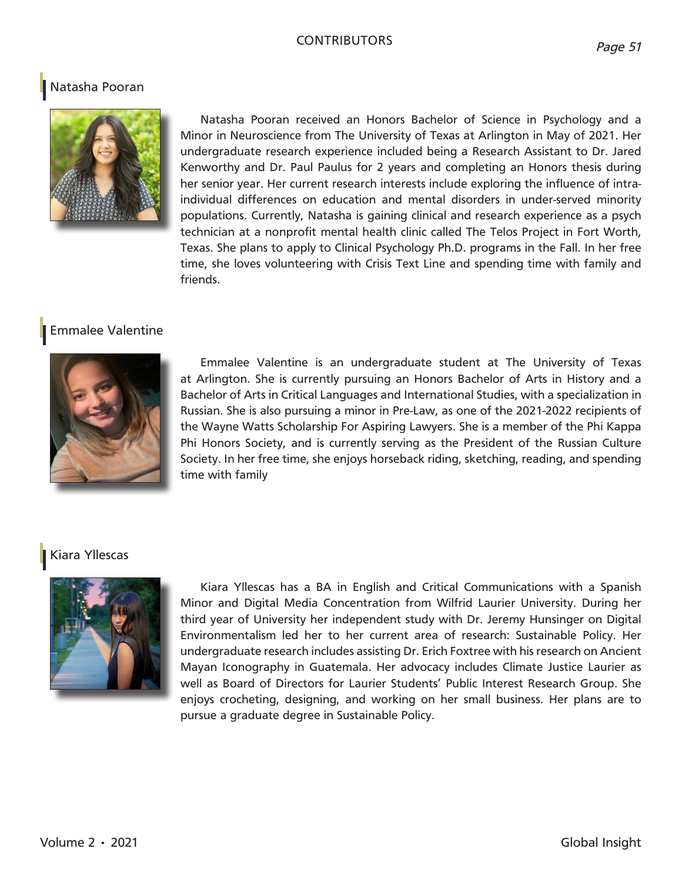# CONTRIBUTORS

## Natasha Pooran

Natasha Pooran received an Honors Bachelor of Science in Psychology and a Minor in Neuroscience from The University of Texas at Arlington in May of 2021. Her undergraduate research experience included being a Research Assistant to Dr. Jared Kenworthy and Dr. Paul Paulus for 2 years and completing an Honors thesis during her senior year. Her current research interests include exploring the influence of intra-individual differences on education and mental disorders in under-served minority populations. Currently, Natasha is gaining clinical and research experience as a psych technician at a nonprofit mental health clinic called The Telos Project in Fort Worth, Texas. She plans to apply to Clinical Psychology Ph.D. programs in the Fall. In her free time, she loves volunteering with Crisis Text Line and spending time with family and friends.

## Emmalee Valentine

Emmalee Valentine is an undergraduate student at The University of Texas at Arlington. She is currently pursuing an Honors Bachelor of Arts in History and a Bachelor of Arts in Critical Languages and International Studies, with a specialization in Russian. She is also pursuing a minor in Pre-Law, as one of the 2021-2022 recipients of the Wayne Watts Scholarship For Aspiring Lawyers. She is a member of the Phi Kappa Phi Honors Society, and is currently serving as the President of the Russian Culture Society. In her free time, she enjoys horseback riding, sketching, reading, and spending time with family

## Kiara Yllescas

Kiara Yllescas has a BA in English and Critical Communications with a Spanish Minor and Digital Media Concentration from Wilfrid Laurier University. During her third year of University her independent study with Dr. Jeremy Hunsinger on Digital Environmentalism led her to her current area of research: Sustainable Policy. Her undergraduate research includes assisting Dr. Erich Foxtree with his research on Ancient Mayan Iconography in Guatemala. Her advocacy includes Climate Justice Laurier as well as Board of Directors for Laurier Students' Public Interest Research Group. She enjoys crocheting, designing, and working on her small business. Her plans are to pursue a graduate degree in Sustainable Policy.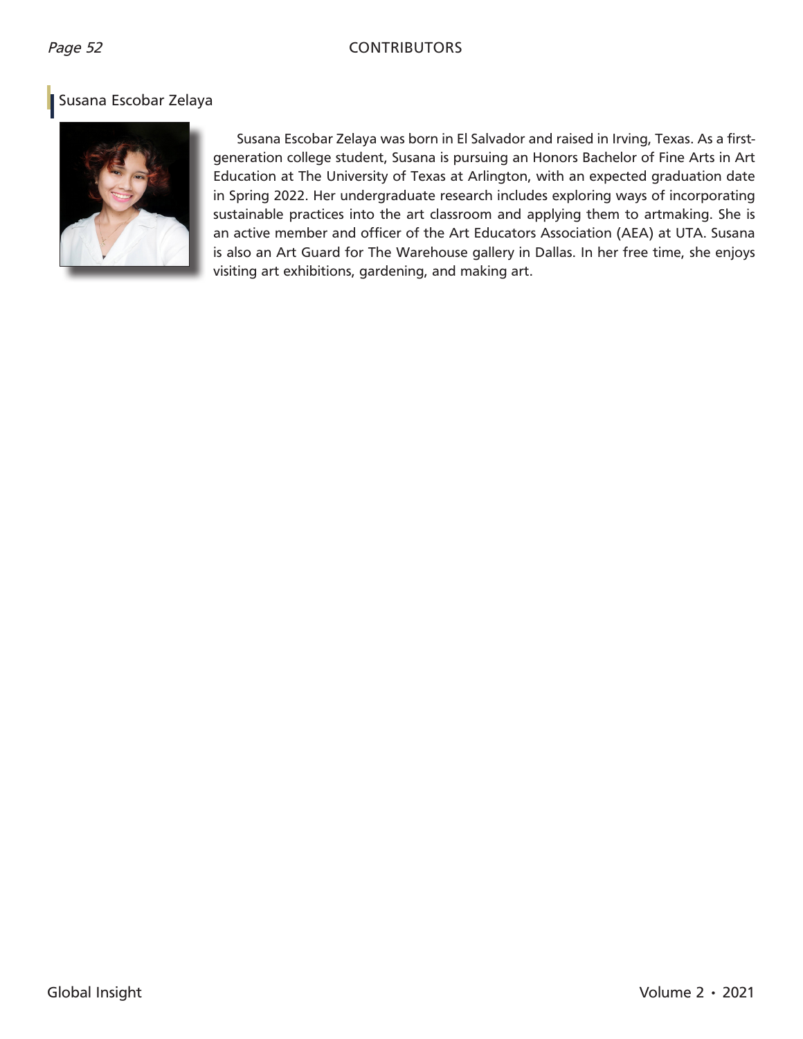## Susana Escobar Zelaya

Susana Escobar Zelaya was born in El Salvador and raised in Irving, Texas. As a first-generation college student, Susana is pursuing an Honors Bachelor of Fine Arts in Art Education at The University of Texas at Arlington, with an expected graduation date in Spring 2022. Her undergraduate research includes exploring ways of incorporating sustainable practices into the art classroom and applying them to artmaking. She is an active member and officer of the Art Educators Association (AEA) at UTA. Susana is also an Art Guard for The Warehouse gallery in Dallas. In her free time, she enjoys visiting art exhibitions, gardening, and making art.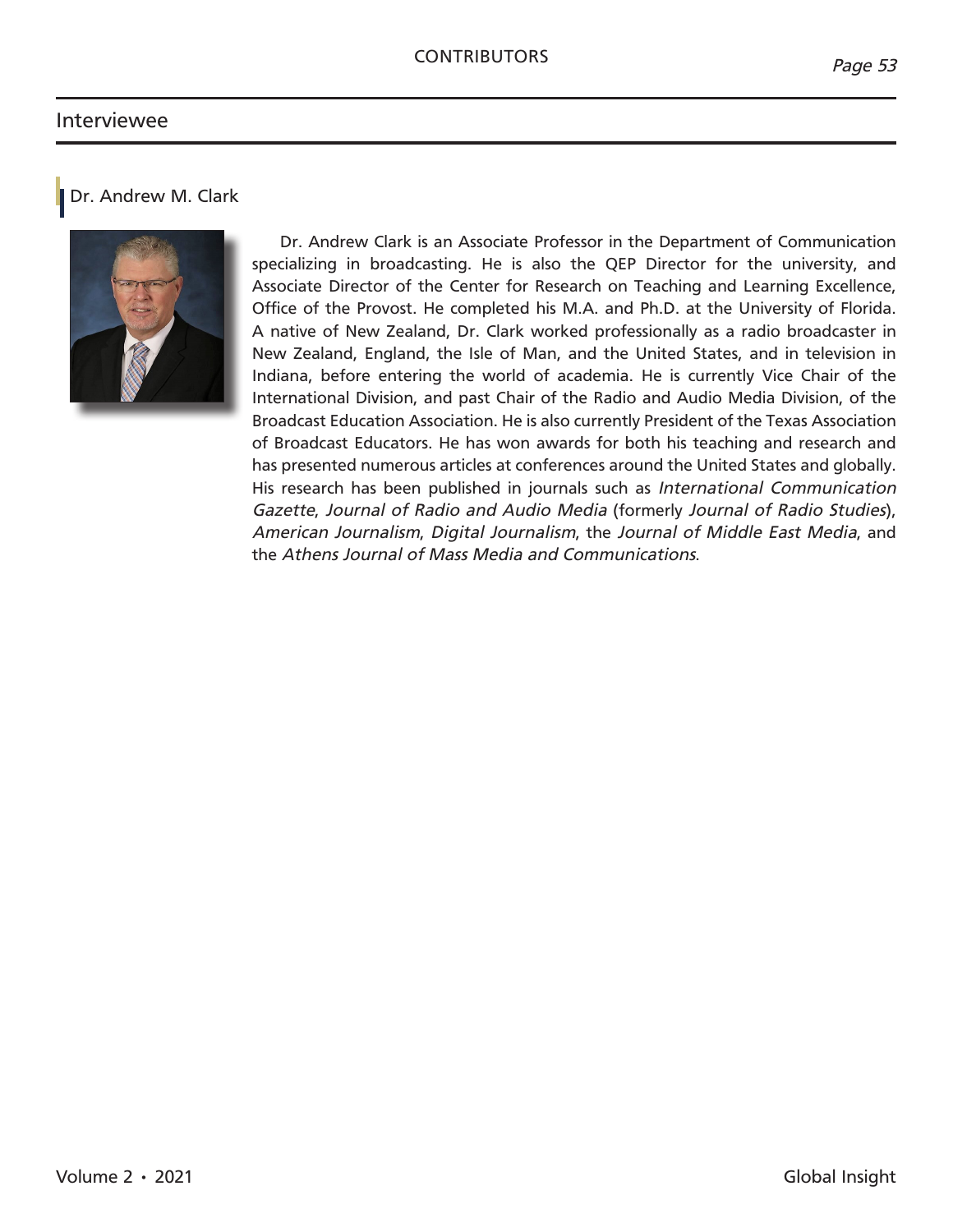## Interviewee

### Dr. Andrew M. Clark

Dr. Andrew Clark is an Associate Professor in the Department of Communication specializing in broadcasting. He is also the QEP Director for the university, and Associate Director of the Center for Research on Teaching and Learning Excellence, Office of the Provost. He completed his M.A. and Ph.D. at the University of Florida. A native of New Zealand, Dr. Clark worked professionally as a radio broadcaster in New Zealand, England, the Isle of Man, and the United States, and in television in Indiana, before entering the world of academia. He is currently Vice Chair of the International Division, and past Chair of the Radio and Audio Media Division, of the Broadcast Education Association. He is also currently President of the Texas Association of Broadcast Educators. He has won awards for both his teaching and research and has presented numerous articles at conferences around the United States and globally. His research has been published in journals such as *International Communication Gazette*, *Journal of Radio and Audio Media* (formerly *Journal of Radio Studies*), *American Journalism*, *Digital Journalism*, the *Journal of Middle East Media*, and the *Athens Journal of Mass Media and Communications*.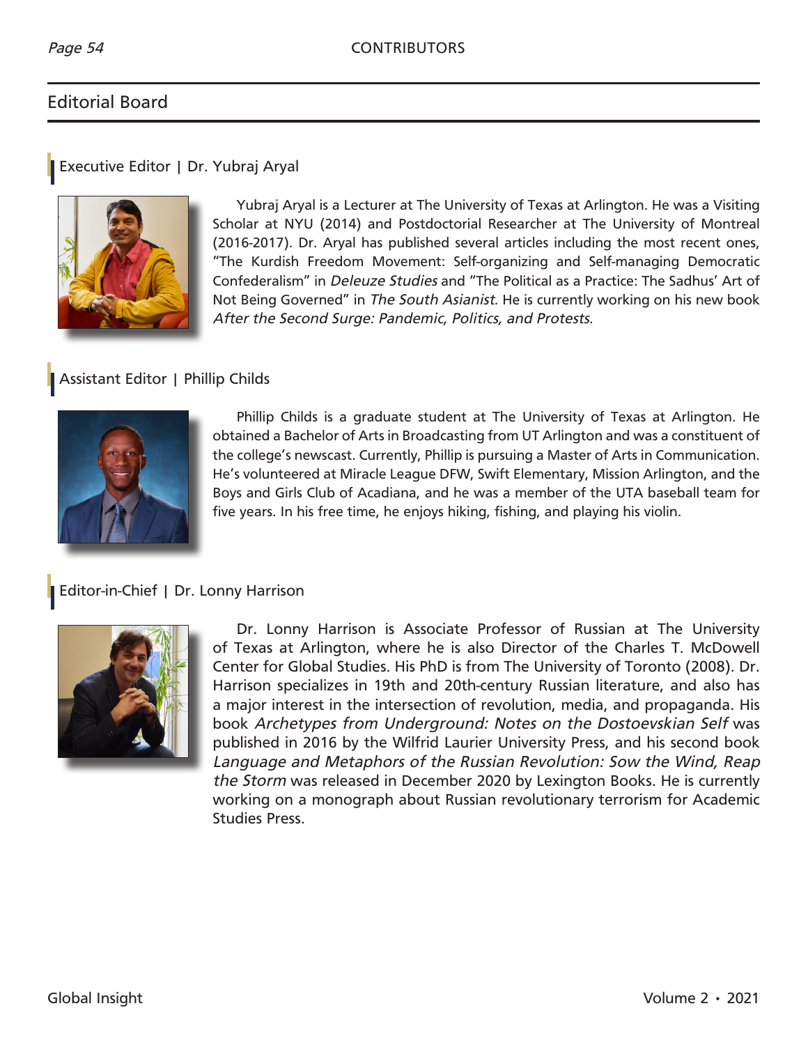## Editorial Board

### Executive Editor | Dr. Yubraj Aryal

Yubraj Aryal is a Lecturer at The University of Texas at Arlington. He was a Visiting Scholar at NYU (2014) and Postdoctorial Researcher at The University of Montreal (2016-2017). Dr. Aryal has published several articles including the most recent ones, "The Kurdish Freedom Movement: Self-organizing and Self-managing Democratic Confederalism" in *Deleuze Studies* and "The Political as a Practice: The Sadhus' Art of Not Being Governed" in *The South Asianist*. He is currently working on his new book *After the Second Surge: Pandemic, Politics, and Protests*.

### Assistant Editor | Phillip Childs

Phillip Childs is a graduate student at The University of Texas at Arlington. He obtained a Bachelor of Arts in Broadcasting from UT Arlington and was a constituent of the college's newscast. Currently, Phillip is pursuing a Master of Arts in Communication. He's volunteered at Miracle League DFW, Swift Elementary, Mission Arlington, and the Boys and Girls Club of Acadiana, and he was a member of the UTA baseball team for five years. In his free time, he enjoys hiking, fishing, and playing his violin.

### Editor-in-Chief | Dr. Lonny Harrison

Dr. Lonny Harrison is Associate Professor of Russian at The University of Texas at Arlington, where he is also Director of the Charles T. McDowell Center for Global Studies. His PhD is from The University of Toronto (2008). Dr. Harrison specializes in 19th and 20th-century Russian literature, and also has a major interest in the intersection of revolution, media, and propaganda. His book *Archetypes from Underground: Notes on the Dostoevskian Self* was published in 2016 by the Wilfrid Laurier University Press, and his second book *Language and Metaphors of the Russian Revolution: Sow the Wind, Reap the Storm* was released in December 2020 by Lexington Books. He is currently working on a monograph about Russian revolutionary terrorism for Academic Studies Press.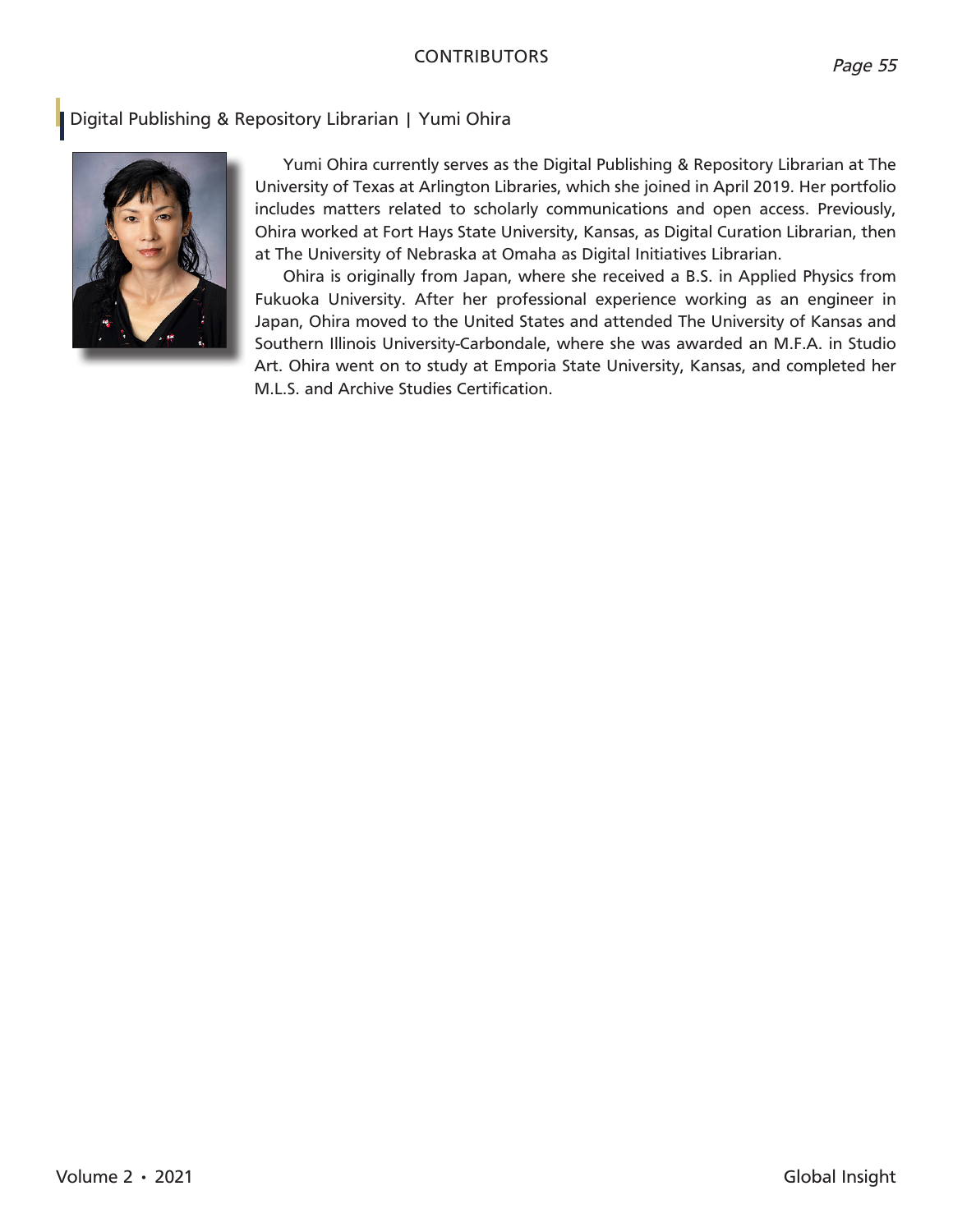## Digital Publishing & Repository Librarian | Yumi Ohira

Yumi Ohira currently serves as the Digital Publishing & Repository Librarian at The University of Texas at Arlington Libraries, which she joined in April 2019. Her portfolio includes matters related to scholarly communications and open access. Previously, Ohira worked at Fort Hays State University, Kansas, as Digital Curation Librarian, then at The University of Nebraska at Omaha as Digital Initiatives Librarian.

Ohira is originally from Japan, where she received a B.S. in Applied Physics from Fukuoka University. After her professional experience working as an engineer in Japan, Ohira moved to the United States and attended The University of Kansas and Southern Illinois University-Carbondale, where she was awarded an M.F.A. in Studio Art. Ohira went on to study at Emporia State University, Kansas, and completed her M.L.S. and Archive Studies Certification.